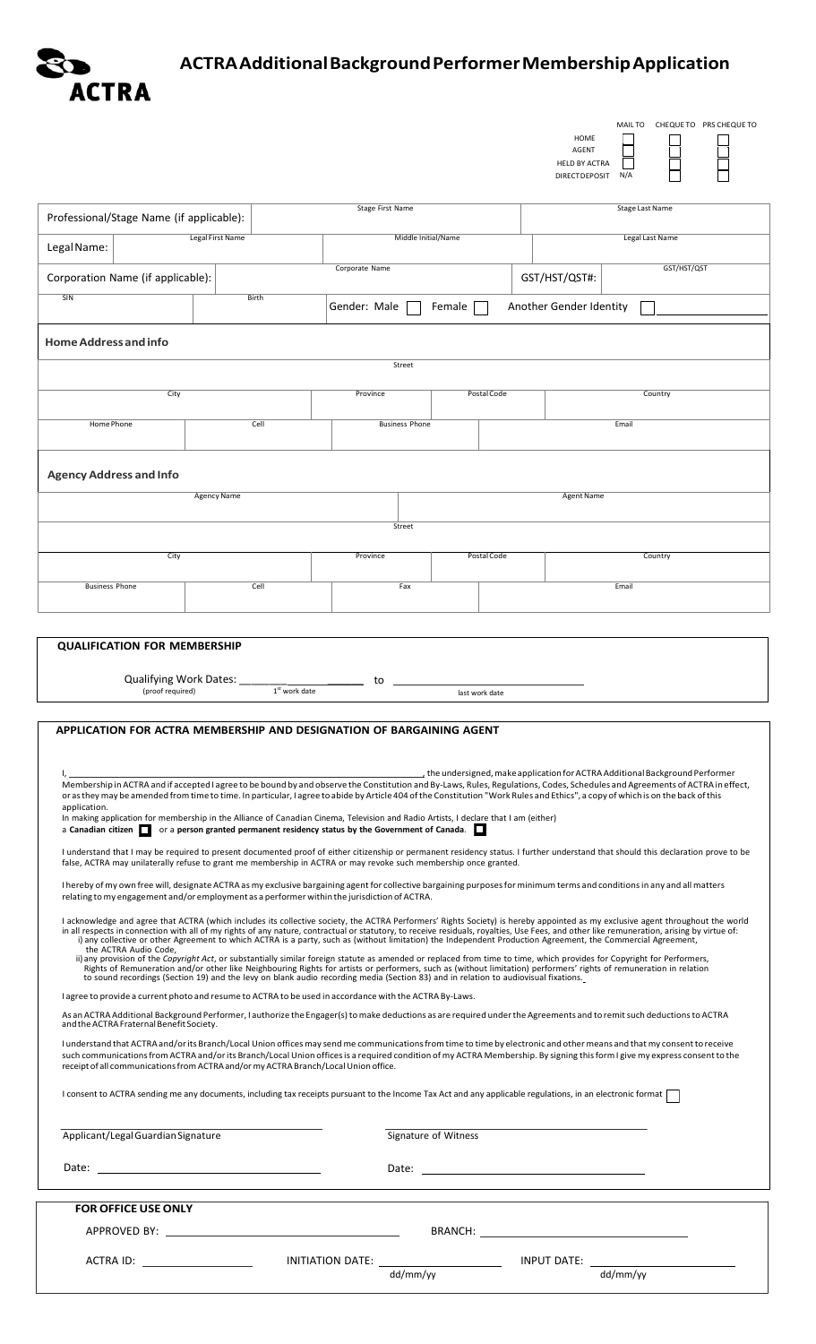# ACTRA Additional Background Performer Membership Application

| | MAIL TO | CHEQUE TO | PRS CHEQUE TO |
|---|---|---|---|
| HOME | ☐ | ☐ | ☐ |
| AGENT | ☐ | ☐ | ☐ |
| HELD BY ACTRA | ☐ | ☐ | ☐ |
| DIRECT DEPOSIT | N/A | ☐ | ☐ |

| Professional/Stage Name (if applicable): | Stage First Name | Stage Last Name |
|---|---|---|
| **Legal Name:** Legal First Name | Middle Initial/Name | Legal Last Name |
| Corporation Name (if applicable): Corporate Name | GST/HST/QST#: | GST/HST/QST |
| SIN | Birth | Gender: Male ☐ Female ☐ Another Gender Identity ☐ ________ |

**Home Address and info**

| Street | | | |
|---|---|---|---|
| City | Province | Postal Code | Country |
| Home Phone | Cell | Business Phone | Email |

**Agency Address and Info**

| Agency Name | | Agent Name | |
|---|---|---|---|
| Street | | | |
| City | Province | Postal Code | Country |
| Business Phone | Cell | Fax | Email |

**QUALIFICATION FOR MEMBERSHIP**

Qualifying Work Dates: ______________________ to ______________________
(proof required) 1st work date last work date

**APPLICATION FOR ACTRA MEMBERSHIP AND DESIGNATION OF BARGAINING AGENT**

I, ________________________________________, the undersigned, make application for ACTRA Additional Background Performer Membership in ACTRA and if accepted I agree to be bound by and observe the Constitution and By-Laws, Rules, Regulations, Codes, Schedules and Agreements of ACTRA in effect, or as they may be amended from time to time. In particular, I agree to abide by Article 404 of the Constitution "Work Rules and Ethics", a copy of which is on the back of this application.

In making application for membership in the Alliance of Canadian Cinema, Television and Radio Artists, I declare that I am (either) a **Canadian citizen** ☐ or a **person granted permanent residency status by the Government of Canada**. ☐

I understand that I may be required to present documented proof of either citizenship or permanent residency status. I further understand that should this declaration prove to be false, ACTRA may unilaterally refuse to grant me membership in ACTRA or may revoke such membership once granted.

I hereby of my own free will, designate ACTRA as my exclusive bargaining agent for collective bargaining purposes for minimum terms and conditions in any and all matters relating to my engagement and/or employment as a performer within the jurisdiction of ACTRA.

I acknowledge and agree that ACTRA (which includes its collective society, the ACTRA Performers' Rights Society) is hereby appointed as my exclusive agent throughout the world in all respects in connection with all of my rights of any nature, contractual or statutory, to receive residuals, royalties, Use Fees, and other like remuneration, arising by virtue of:
i) any collective or other Agreement to which ACTRA is a party, such as (without limitation) the Independent Production Agreement, the Commercial Agreement, the ACTRA Audio Code,
ii) any provision of the *Copyright Act*, or substantially similar foreign statute as amended or replaced from time to time, which provides for Copyright for Performers, Rights of Remuneration and/or other like Neighbouring Rights for artists or performers, such as (without limitation) performers' rights of remuneration in relation to sound recordings (Section 19) and the levy on blank audio recording media (Section 83) and in relation to audiovisual fixations.

I agree to provide a current photo and resume to ACTRA to be used in accordance with the ACTRA By-Laws.

As an ACTRA Additional Background Performer, I authorize the Engager(s) to make deductions as are required under the Agreements and to remit such deductions to ACTRA and the ACTRA Fraternal Benefit Society.

I understand that ACTRA and/or its Branch/Local Union offices may send me communications from time to time by electronic and other means and that my consent to receive such communications from ACTRA and/or its Branch/Local Union offices is a required condition of my ACTRA Membership. By signing this form I give my express consent to the receipt of all communications from ACTRA and/or my ACTRA Branch/Local Union office.

I consent to ACTRA sending me any documents, including tax receipts pursuant to the Income Tax Act and any applicable regulations, in an electronic format ☐

______________________________ Applicant/Legal Guardian Signature ______________________________ Signature of Witness

Date: ______________________ Date: ______________________

**FOR OFFICE USE ONLY**

APPROVED BY: ______________________ BRANCH: ______________________

ACTRA ID: ______________ INITIATION DATE: ______________ (dd/mm/yy) INPUT DATE: ______________ (dd/mm/yy)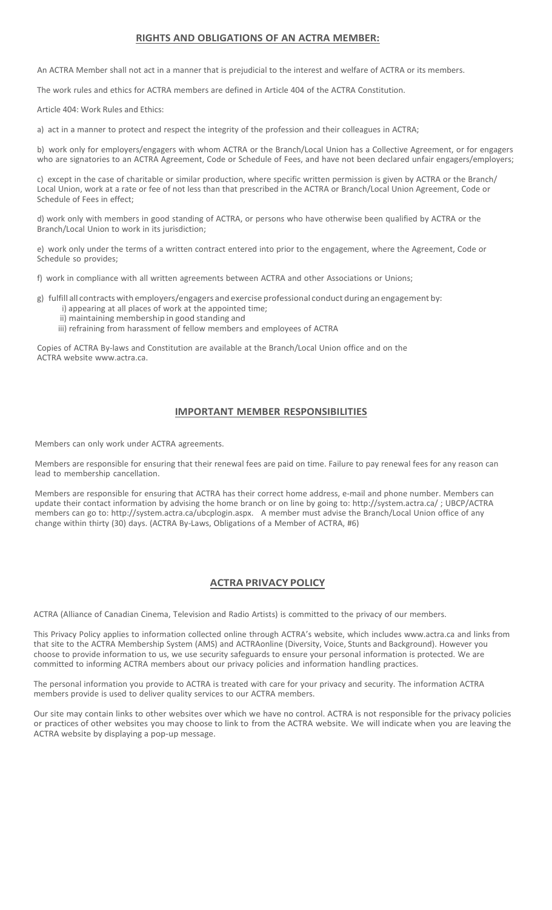## RIGHTS AND OBLIGATIONS OF AN ACTRA MEMBER:

An ACTRA Member shall not act in a manner that is prejudicial to the interest and welfare of ACTRA or its members.

The work rules and ethics for ACTRA members are defined in Article 404 of the ACTRA Constitution.

Article 404: Work Rules and Ethics:

a) act in a manner to protect and respect the integrity of the profession and their colleagues in ACTRA;

b) work only for employers/engagers with whom ACTRA or the Branch/Local Union has a Collective Agreement, or for engagers who are signatories to an ACTRA Agreement, Code or Schedule of Fees, and have not been declared unfair engagers/employers;

c) except in the case of charitable or similar production, where specific written permission is given by ACTRA or the Branch/ Local Union, work at a rate or fee of not less than that prescribed in the ACTRA or Branch/Local Union Agreement, Code or Schedule of Fees in effect;

d) work only with members in good standing of ACTRA, or persons who have otherwise been qualified by ACTRA or the Branch/Local Union to work in its jurisdiction;

e) work only under the terms of a written contract entered into prior to the engagement, where the Agreement, Code or Schedule so provides;

f) work in compliance with all written agreements between ACTRA and other Associations or Unions;

g) fulfill all contracts with employers/engagers and exercise professional conduct during an engagement by:
  - i) appearing at all places of work at the appointed time;
  - ii) maintaining membership in good standing and
  - iii) refraining from harassment of fellow members and employees of ACTRA

Copies of ACTRA By-laws and Constitution are available at the Branch/Local Union office and on the ACTRA website www.actra.ca.

## IMPORTANT MEMBER RESPONSIBILITIES

Members can only work under ACTRA agreements.

Members are responsible for ensuring that their renewal fees are paid on time. Failure to pay renewal fees for any reason can lead to membership cancellation.

Members are responsible for ensuring that ACTRA has their correct home address, e-mail and phone number. Members can update their contact information by advising the home branch or on line by going to: http://system.actra.ca/ ; UBCP/ACTRA members can go to: http://system.actra.ca/ubcplogin.aspx. A member must advise the Branch/Local Union office of any change within thirty (30) days. (ACTRA By-Laws, Obligations of a Member of ACTRA, #6)

## ACTRA PRIVACY POLICY

ACTRA (Alliance of Canadian Cinema, Television and Radio Artists) is committed to the privacy of our members.

This Privacy Policy applies to information collected online through ACTRA's website, which includes www.actra.ca and links from that site to the ACTRA Membership System (AMS) and ACTRAonline (Diversity, Voice, Stunts and Background). However you choose to provide information to us, we use security safeguards to ensure your personal information is protected. We are committed to informing ACTRA members about our privacy policies and information handling practices.

The personal information you provide to ACTRA is treated with care for your privacy and security. The information ACTRA members provide is used to deliver quality services to our ACTRA members.

Our site may contain links to other websites over which we have no control. ACTRA is not responsible for the privacy policies or practices of other websites you may choose to link to from the ACTRA website. We will indicate when you are leaving the ACTRA website by displaying a pop-up message.